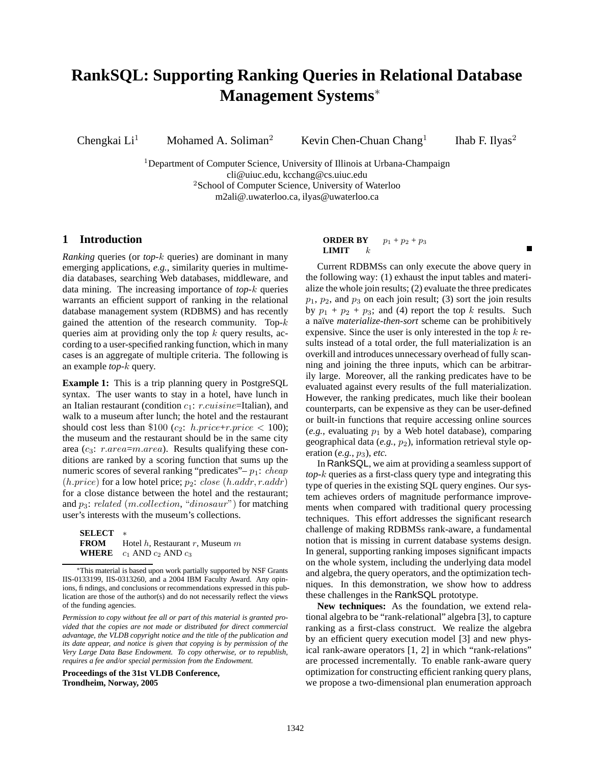# RankSQL: Supporting Ranking Queries in Relational Database Management Systems*

Chengkai Li[1] Mohamed A. Soliman[2] Kevin Chen-Chuan Chang[1] Ihab F. Ilyas[2]

[1]Department of Computer Science, University of Illinois at Urbana-Champaign
cli@uiuc.edu, kcchang@cs.uiuc.edu
[2]School of Computer Science, University of Waterloo
m2ali@.uwaterloo.ca, ilyas@uwaterloo.ca

## 1 Introduction

*Ranking* queries (or *top-$k$* queries) are dominant in many emerging applications, *e.g.*, similarity queries in multimedia databases, searching Web databases, middleware, and data mining. The increasing importance of *top-$k$* queries warrants an efficient support of ranking in the relational database management system (RDBMS) and has recently gained the attention of the research community. Top-$k$ queries aim at providing only the top $k$ query results, according to a user-specified ranking function, which in many cases is an aggregate of multiple criteria. The following is an example *top-$k$* query.

**Example 1:** This is a trip planning query in PostgreSQL syntax. The user wants to stay in a hotel, have lunch in an Italian restaurant (condition $c_1$: $r.cuisine$=Italian), and walk to a museum after lunch; the hotel and the restaurant should cost less than \$100 ($c_2$: $h.price$+$r.price$ $<$ 100); the museum and the restaurant should be in the same city area ($c_3$: $r.area$=$m.area$). Results qualifying these conditions are ranked by a scoring function that sums up the numeric scores of several ranking "predicates"– $p_1$: $cheap$ $(h.price)$ for a low hotel price; $p_2$: $close$ $(h.addr, r.addr)$ for a close distance between the hotel and the restaurant; and $p_3$: $related$ $(m.collection$, "$dinosaur$") for matching user's interests with the museum's collections.

```
SELECT    *
FROM      Hotel h, Restaurant r, Museum m
WHERE     c1 AND c2 AND c3
ORDER BY  p1 + p2 + p3
LIMIT     k
```

■

Current RDBMSs can only execute the above query in the following way: (1) exhaust the input tables and materialize the whole join results; (2) evaluate the three predicates $p_1$, $p_2$, and $p_3$ on each join result; (3) sort the join results by $p_1$ + $p_2$ + $p_3$; and (4) report the top $k$ results. Such a naïve *materialize-then-sort* scheme can be prohibitively expensive. Since the user is only interested in the top $k$ results instead of a total order, the full materialization is an overkill and introduces unnecessary overhead of fully scanning and joining the three inputs, which can be arbitrarily large. Moreover, all the ranking predicates have to be evaluated against every results of the full materialization. However, the ranking predicates, much like their boolean counterparts, can be expensive as they can be user-defined or built-in functions that require accessing online sources (*e.g.*, evaluating $p_1$ by a Web hotel database), comparing geographical data (*e.g.*, $p_2$), information retrieval style operation (*e.g.*, $p_3$), *etc.*

In RankSQL, we aim at providing a seamless support of *top-$k$* queries as a first-class query type and integrating this type of queries in the existing SQL query engines. Our system achieves orders of magnitude performance improvements when compared with traditional query processing techniques. This effort addresses the significant research challenge of making RDBMSs rank-aware, a fundamental notion that is missing in current database systems design. In general, supporting ranking imposes significant impacts on the whole system, including the underlying data model and algebra, the query operators, and the optimization techniques. In this demonstration, we show how to address these challenges in the RankSQL prototype.

**New techniques:** As the foundation, we extend relational algebra to be "rank-relational" algebra [3], to capture ranking as a first-class construct. We realize the algebra by an efficient query execution model [3] and new physical rank-aware operators [1, 2] in which "rank-relations" are processed incrementally. To enable rank-aware query optimization for constructing efficient ranking query plans, we propose a two-dimensional plan enumeration approach

*This material is based upon work partially supported by NSF Grants IIS-0133199, IIS-0313260, and a 2004 IBM Faculty Award. Any opinions, findings, and conclusions or recommendations expressed in this publication are those of the author(s) and do not necessarily reflect the views of the funding agencies.

*Permission to copy without fee all or part of this material is granted provided that the copies are not made or distributed for direct commercial advantage, the VLDB copyright notice and the title of the publication and its date appear, and notice is given that copying is by permission of the Very Large Data Base Endowment. To copy otherwise, or to republish, requires a fee and/or special permission from the Endowment.*

**Proceedings of the 31st VLDB Conference, Trondheim, Norway, 2005**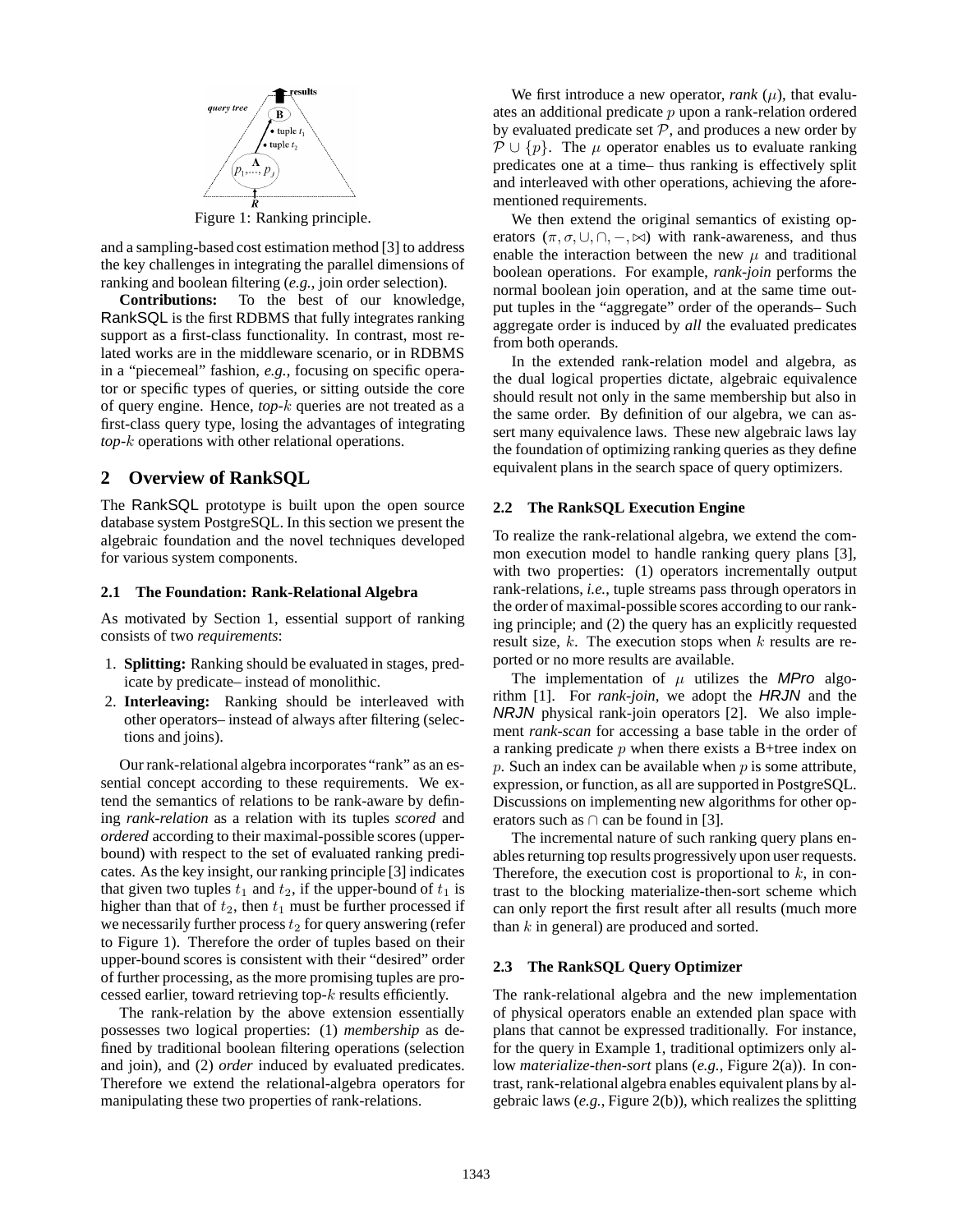Figure 1: Ranking principle.

and a sampling-based cost estimation method [3] to address the key challenges in integrating the parallel dimensions of ranking and boolean filtering (*e.g.*, join order selection).

**Contributions:** To the best of our knowledge, RankSQL is the first RDBMS that fully integrates ranking support as a first-class functionality. In contrast, most related works are in the middleware scenario, or in RDBMS in a "piecemeal" fashion, *e.g.*, focusing on specific operator or specific types of queries, or sitting outside the core of query engine. Hence, *top-$k$* queries are not treated as a first-class query type, losing the advantages of integrating *top-$k$* operations with other relational operations.

## 2 Overview of RankSQL

The RankSQL prototype is built upon the open source database system PostgreSQL. In this section we present the algebraic foundation and the novel techniques developed for various system components.

### 2.1 The Foundation: Rank-Relational Algebra

As motivated by Section 1, essential support of ranking consists of two *requirements*:

1. **Splitting:** Ranking should be evaluated in stages, predicate by predicate– instead of monolithic.
2. **Interleaving:** Ranking should be interleaved with other operators– instead of always after filtering (selections and joins).

Our rank-relational algebra incorporates "rank" as an essential concept according to these requirements. We extend the semantics of relations to be rank-aware by defining *rank-relation* as a relation with its tuples *scored* and *ordered* according to their maximal-possible scores (upper-bound) with respect to the set of evaluated ranking predicates. As the key insight, our ranking principle [3] indicates that given two tuples $t_1$ and $t_2$, if the upper-bound of $t_1$ is higher than that of $t_2$, then $t_1$ must be further processed if we necessarily further process $t_2$ for query answering (refer to Figure 1). Therefore the order of tuples based on their upper-bound scores is consistent with their "desired" order of further processing, as the more promising tuples are processed earlier, toward retrieving top-$k$ results efficiently.

The rank-relation by the above extension essentially possesses two logical properties: (1) *membership* as defined by traditional boolean filtering operations (selection and join), and (2) *order* induced by evaluated predicates. Therefore we extend the relational-algebra operators for manipulating these two properties of rank-relations.

We first introduce a new operator, *rank* ($\mu$), that evaluates an additional predicate $p$ upon a rank-relation ordered by evaluated predicate set $\mathcal{P}$, and produces a new order by $\mathcal{P} \cup \{p\}$. The $\mu$ operator enables us to evaluate ranking predicates one at a time– thus ranking is effectively split and interleaved with other operations, achieving the aforementioned requirements.

We then extend the original semantics of existing operators ($\pi, \sigma, \cup, \cap, -, \bowtie$) with rank-awareness, and thus enable the interaction between the new $\mu$ and traditional boolean operations. For example, *rank-join* performs the normal boolean join operation, and at the same time output tuples in the "aggregate" order of the operands– Such aggregate order is induced by *all* the evaluated predicates from both operands.

In the extended rank-relation model and algebra, as the dual logical properties dictate, algebraic equivalence should result not only in the same membership but also in the same order. By definition of our algebra, we can assert many equivalence laws. These new algebraic laws lay the foundation of optimizing ranking queries as they define equivalent plans in the search space of query optimizers.

### 2.2 The RankSQL Execution Engine

To realize the rank-relational algebra, we extend the common execution model to handle ranking query plans [3], with two properties: (1) operators incrementally output rank-relations, *i.e.*, tuple streams pass through operators in the order of maximal-possible scores according to our ranking principle; and (2) the query has an explicitly requested result size, $k$. The execution stops when $k$ results are reported or no more results are available.

The implementation of $\mu$ utilizes the *MPro* algorithm [1]. For *rank-join*, we adopt the *HRJN* and the *NRJN* physical rank-join operators [2]. We also implement *rank-scan* for accessing a base table in the order of a ranking predicate $p$ when there exists a B+tree index on $p$. Such an index can be available when $p$ is some attribute, expression, or function, as all are supported in PostgreSQL. Discussions on implementing new algorithms for other operators such as $\cap$ can be found in [3].

The incremental nature of such ranking query plans enables returning top results progressively upon user requests. Therefore, the execution cost is proportional to $k$, in contrast to the blocking materialize-then-sort scheme which can only report the first result after all results (much more than $k$ in general) are produced and sorted.

### 2.3 The RankSQL Query Optimizer

The rank-relational algebra and the new implementation of physical operators enable an extended plan space with plans that cannot be expressed traditionally. For instance, for the query in Example 1, traditional optimizers only allow *materialize-then-sort* plans (*e.g.*, Figure 2(a)). In contrast, rank-relational algebra enables equivalent plans by algebraic laws (*e.g.*, Figure 2(b)), which realizes the splitting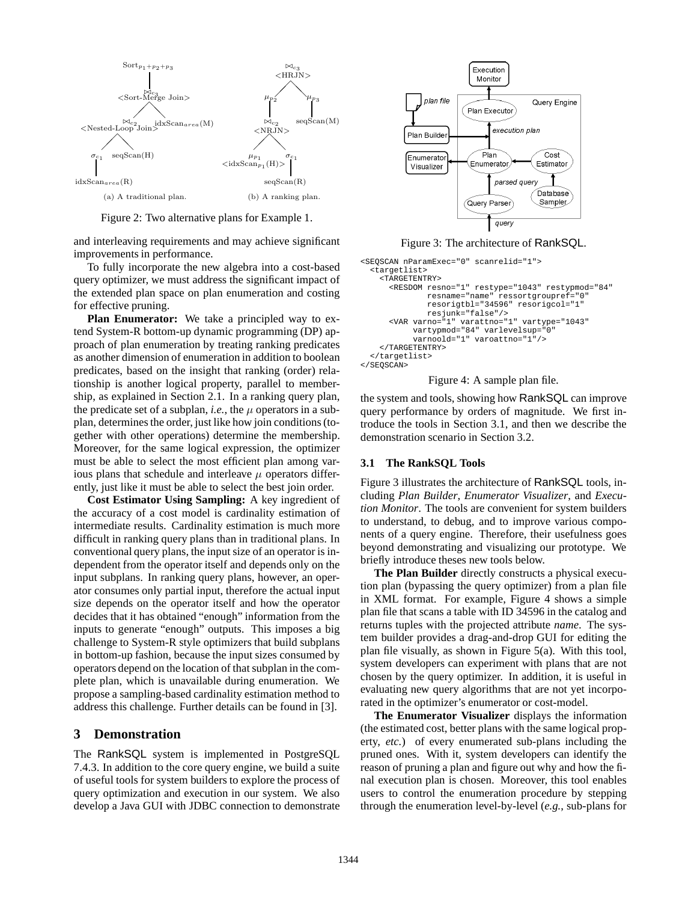Figure 2: Two alternative plans for Example 1.

and interleaving requirements and may achieve significant improvements in performance.

To fully incorporate the new algebra into a cost-based query optimizer, we must address the significant impact of the extended plan space on plan enumeration and costing for effective pruning.

**Plan Enumerator:** We take a principled way to extend System-R bottom-up dynamic programming (DP) approach of plan enumeration by treating ranking predicates as another dimension of enumeration in addition to boolean predicates, based on the insight that ranking (order) relationship is another logical property, parallel to membership, as explained in Section 2.1. In a ranking query plan, the predicate set of a subplan, *i.e.*, the $\mu$ operators in a subplan, determines the order, just like how join conditions (together with other operations) determine the membership. Moreover, for the same logical expression, the optimizer must be able to select the most efficient plan among various plans that schedule and interleave $\mu$ operators differently, just like it must be able to select the best join order.

**Cost Estimator Using Sampling:** A key ingredient of the accuracy of a cost model is cardinality estimation of intermediate results. Cardinality estimation is much more difficult in ranking query plans than in traditional plans. In conventional query plans, the input size of an operator is independent from the operator itself and depends only on the input subplans. In ranking query plans, however, an operator consumes only partial input, therefore the actual input size depends on the operator itself and how the operator decides that it has obtained "enough" information from the inputs to generate "enough" outputs. This imposes a big challenge to System-R style optimizers that build subplans in bottom-up fashion, because the input sizes consumed by operators depend on the location of that subplan in the complete plan, which is unavailable during enumeration. We propose a sampling-based cardinality estimation method to address this challenge. Further details can be found in [3].

## 3 Demonstration

The RankSQL system is implemented in PostgreSQL 7.4.3. In addition to the core query engine, we build a suite of useful tools for system builders to explore the process of query optimization and execution in our system. We also develop a Java GUI with JDBC connection to demonstrate the system and tools, showing how RankSQL can improve query performance by orders of magnitude. We first introduce the tools in Section 3.1, and then we describe the demonstration scenario in Section 3.2.

Figure 3: The architecture of RankSQL.

```
<SEQSCAN nParamExec="0" scanrelid="1">
  <targetlist>
    <TARGETENTRY>
      <RESDOM resno="1" restype="1043" restypmod="84"
              resname="name" ressortgroupref="0"
              resorigtbl="34596" resorigcol="1"
              resjunk="false"/>
      <VAR varno="1" varattno="1" vartype="1043"
           vartypmod="84" varlevelsup="0"
           varnoold="1" varoattno="1"/>
    </TARGETENTRY>
  </targetlist>
</SEQSCAN>
```

Figure 4: A sample plan file.

### 3.1 The RankSQL Tools

Figure 3 illustrates the architecture of RankSQL tools, including *Plan Builder*, *Enumerator Visualizer*, and *Execution Monitor*. The tools are convenient for system builders to understand, to debug, and to improve various components of a query engine. Therefore, their usefulness goes beyond demonstrating and visualizing our prototype. We briefly introduce theses new tools below.

**The Plan Builder** directly constructs a physical execution plan (bypassing the query optimizer) from a plan file in XML format. For example, Figure 4 shows a simple plan file that scans a table with ID 34596 in the catalog and returns tuples with the projected attribute *name*. The system builder provides a drag-and-drop GUI for editing the plan file visually, as shown in Figure 5(a). With this tool, system developers can experiment with plans that are not chosen by the query optimizer. In addition, it is useful in evaluating new query algorithms that are not yet incorporated in the optimizer's enumerator or cost-model.

**The Enumerator Visualizer** displays the information (the estimated cost, better plans with the same logical property, *etc.*) of every enumerated sub-plans including the pruned ones. With it, system developers can identify the reason of pruning a plan and figure out why and how the final execution plan is chosen. Moreover, this tool enables users to control the enumeration procedure by stepping through the enumeration level-by-level (*e.g.*, sub-plans for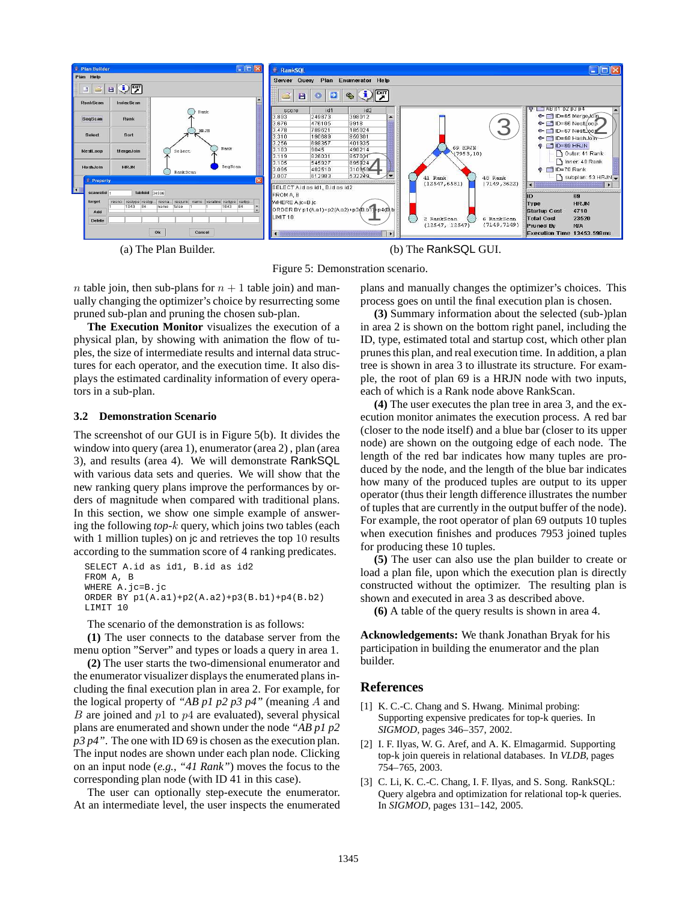(a) The Plan Builder.

(b) The RankSQL GUI.

Figure 5: Demonstration scenario.

$n$ table join, then sub-plans for $n + 1$ table join) and manually changing the optimizer's choice by resurrecting some pruned sub-plan and pruning the chosen sub-plan.

**The Execution Monitor** visualizes the execution of a physical plan, by showing with animation the flow of tuples, the size of intermediate results and internal data structures for each operator, and the execution time. It also displays the estimated cardinality information of every operators in a sub-plan.

### 3.2 Demonstration Scenario

The screenshot of our GUI is in Figure 5(b). It divides the window into query (area 1), enumerator (area 2) , plan (area 3), and results (area 4). We will demonstrate RankSQL with various data sets and queries. We will show that the new ranking query plans improve the performances by orders of magnitude when compared with traditional plans. In this section, we show one simple example of answering the following *top-k* query, which joins two tables (each with 1 million tuples) on jc and retrieves the top 10 results according to the summation score of 4 ranking predicates.

```
SELECT A.id as id1, B.id as id2
FROM A, B
WHERE A.jc=B.jc
ORDER BY p1(A.a1)+p2(A.a2)+p3(B.b1)+p4(B.b2)
LIMIT 10
```

The scenario of the demonstration is as follows:

**(1)** The user connects to the database server from the menu option "Server" and types or loads a query in area 1.

**(2)** The user starts the two-dimensional enumerator and the enumerator visualizer displays the enumerated plans including the final execution plan in area 2. For example, for the logical property of *"AB p1 p2 p3 p4"* (meaning $A$ and $B$ are joined and $p1$ to $p4$ are evaluated), several physical plans are enumerated and shown under the node *"AB p1 p2 p3 p4"*. The one with ID 69 is chosen as the execution plan. The input nodes are shown under each plan node. Clicking on an input node (*e.g.*, *"41 Rank"*) moves the focus to the corresponding plan node (with ID 41 in this case).

The user can optionally step-execute the enumerator. At an intermediate level, the user inspects the enumerated plans and manually changes the optimizer's choices. This process goes on until the final execution plan is chosen.

**(3)** Summary information about the selected (sub-)plan in area 2 is shown on the bottom right panel, including the ID, type, estimated total and startup cost, which other plan prunes this plan, and real execution time. In addition, a plan tree is shown in area 3 to illustrate its structure. For example, the root of plan 69 is a HRJN node with two inputs, each of which is a Rank node above RankScan.

**(4)** The user executes the plan tree in area 3, and the execution monitor animates the execution process. A red bar (closer to the node itself) and a blue bar (closer to its upper node) are shown on the outgoing edge of each node. The length of the red bar indicates how many tuples are produced by the node, and the length of the blue bar indicates how many of the produced tuples are output to its upper operator (thus their length difference illustrates the number of tuples that are currently in the output buffer of the node). For example, the root operator of plan 69 outputs 10 tuples when execution finishes and produces 7953 joined tuples for producing these 10 tuples.

**(5)** The user can also use the plan builder to create or load a plan file, upon which the execution plan is directly constructed without the optimizer. The resulting plan is shown and executed in area 3 as described above.

**(6)** A table of the query results is shown in area 4.

**Acknowledgements:** We thank Jonathan Bryak for his participation in building the enumerator and the plan builder.

## References

[1] K. C.-C. Chang and S. Hwang. Minimal probing: Supporting expensive predicates for top-k queries. In *SIGMOD*, pages 346–357, 2002.

[2] I. F. Ilyas, W. G. Aref, and A. K. Elmagarmid. Supporting top-k join queries in relational databases. In *VLDB*, pages 754–765, 2003.

[3] C. Li, K. C.-C. Chang, I. F. Ilyas, and S. Song. RankSQL: Query algebra and optimization for relational top-k queries. In *SIGMOD*, pages 131–142, 2005.